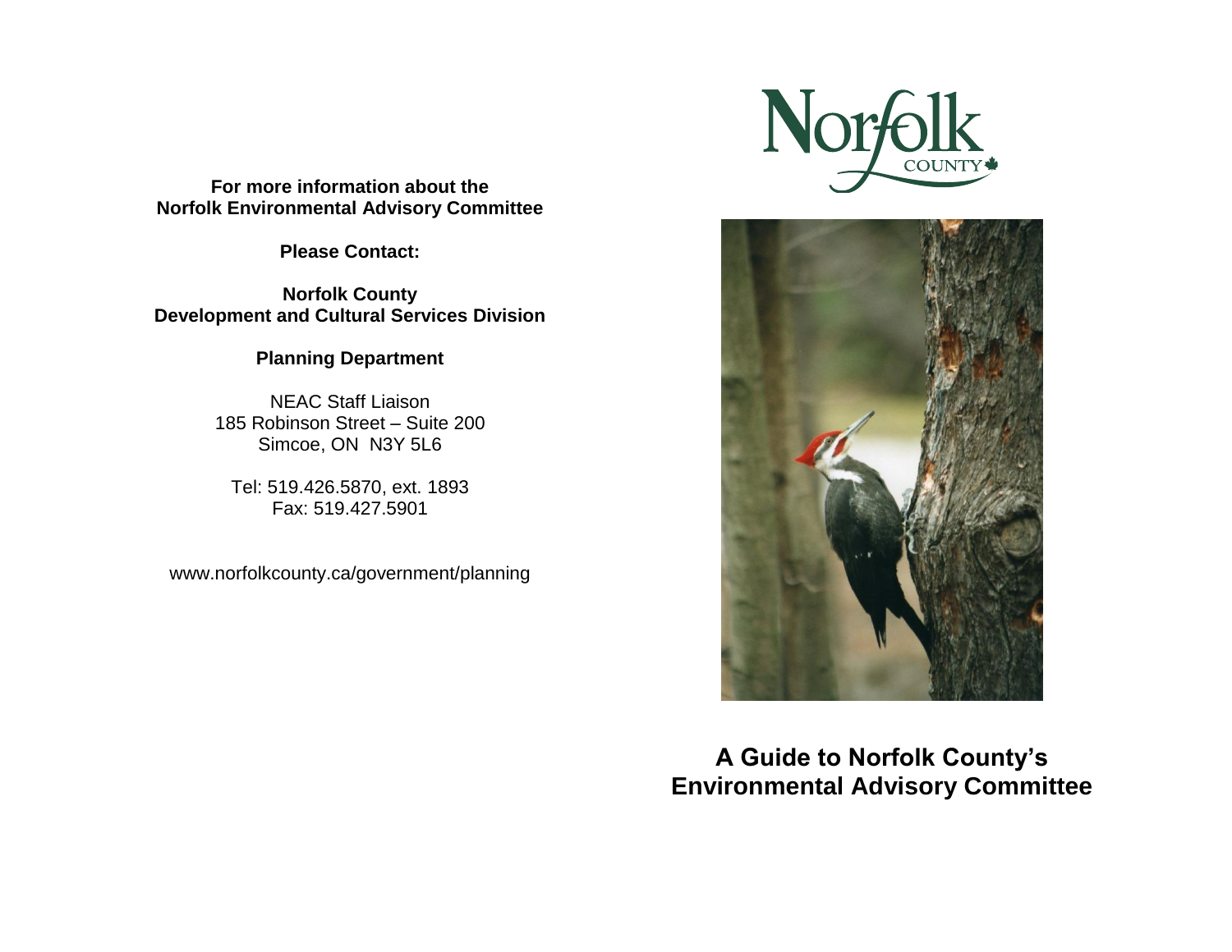**For more information about the Norfolk Environmental Advisory Committee**

**Please Contact:**

**Norfolk County**
**Development and Cultural Services Division**

**Planning Department**

NEAC Staff Liaison
185 Robinson Street – Suite 200
Simcoe, ON N3Y 5L6

Tel: 519.426.5870, ext. 1893
Fax: 519.427.5901

www.norfolkcounty.ca/government/planning

Norfolk COUNTY

# A Guide to Norfolk County's Environmental Advisory Committee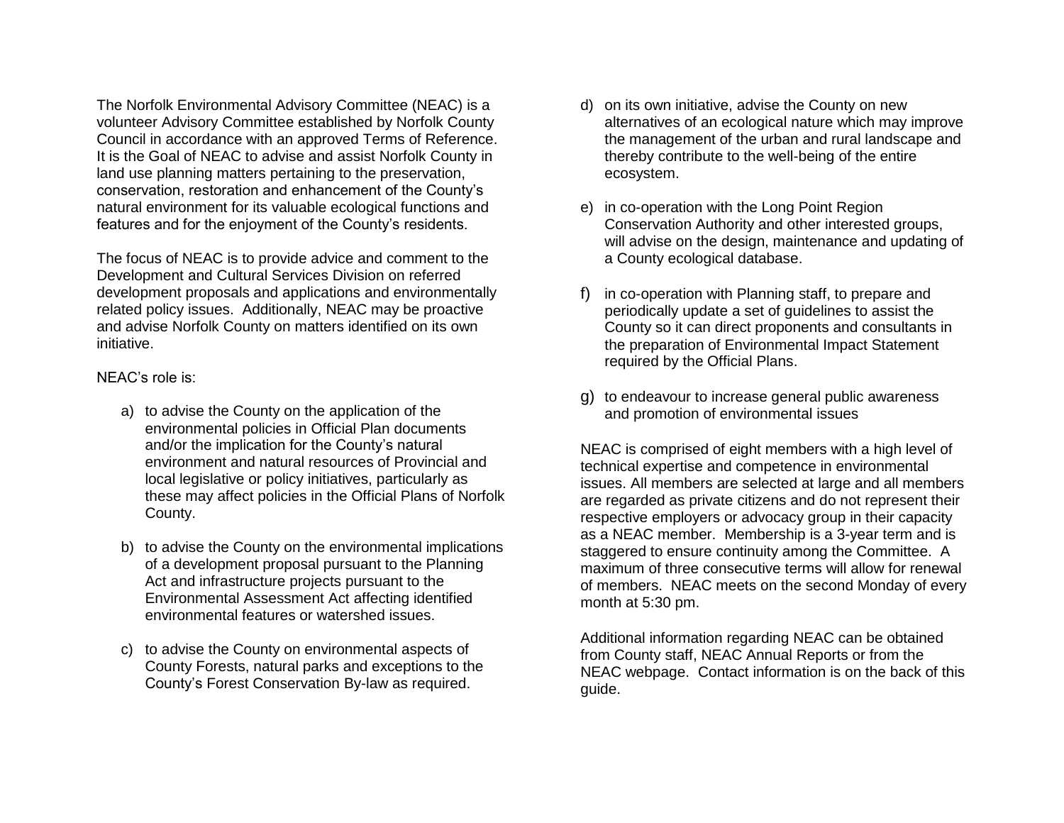The Norfolk Environmental Advisory Committee (NEAC) is a volunteer Advisory Committee established by Norfolk County Council in accordance with an approved Terms of Reference. It is the Goal of NEAC to advise and assist Norfolk County in land use planning matters pertaining to the preservation, conservation, restoration and enhancement of the County's natural environment for its valuable ecological functions and features and for the enjoyment of the County's residents.

The focus of NEAC is to provide advice and comment to the Development and Cultural Services Division on referred development proposals and applications and environmentally related policy issues. Additionally, NEAC may be proactive and advise Norfolk County on matters identified on its own initiative.

NEAC's role is:

a) to advise the County on the application of the environmental policies in Official Plan documents and/or the implication for the County's natural environment and natural resources of Provincial and local legislative or policy initiatives, particularly as these may affect policies in the Official Plans of Norfolk County.

b) to advise the County on the environmental implications of a development proposal pursuant to the Planning Act and infrastructure projects pursuant to the Environmental Assessment Act affecting identified environmental features or watershed issues.

c) to advise the County on environmental aspects of County Forests, natural parks and exceptions to the County's Forest Conservation By-law as required.

d) on its own initiative, advise the County on new alternatives of an ecological nature which may improve the management of the urban and rural landscape and thereby contribute to the well-being of the entire ecosystem.

e) in co-operation with the Long Point Region Conservation Authority and other interested groups, will advise on the design, maintenance and updating of a County ecological database.

f) in co-operation with Planning staff, to prepare and periodically update a set of guidelines to assist the County so it can direct proponents and consultants in the preparation of Environmental Impact Statement required by the Official Plans.

g) to endeavour to increase general public awareness and promotion of environmental issues

NEAC is comprised of eight members with a high level of technical expertise and competence in environmental issues. All members are selected at large and all members are regarded as private citizens and do not represent their respective employers or advocacy group in their capacity as a NEAC member. Membership is a 3-year term and is staggered to ensure continuity among the Committee. A maximum of three consecutive terms will allow for renewal of members. NEAC meets on the second Monday of every month at 5:30 pm.

Additional information regarding NEAC can be obtained from County staff, NEAC Annual Reports or from the NEAC webpage. Contact information is on the back of this guide.